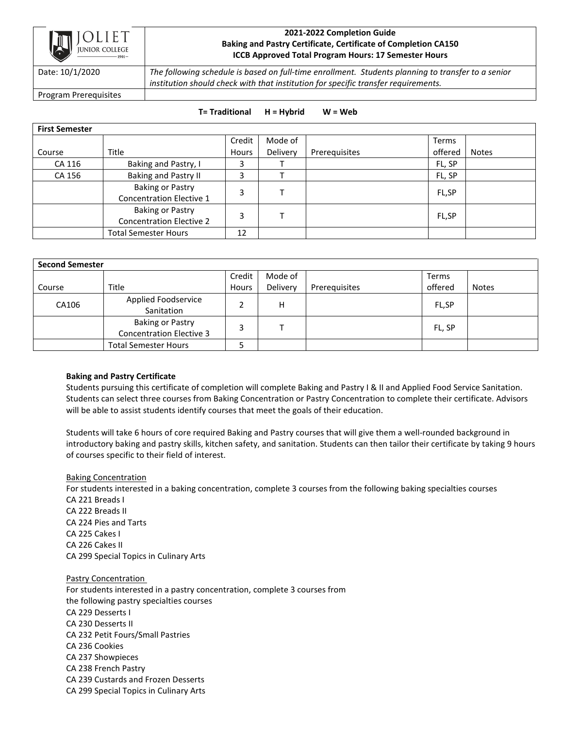JOLIET JUNIOR COLLEGE

**2021-2022 Completion Guide**
**Baking and Pastry Certificate, Certificate of Completion CA150**
**ICCB Approved Total Program Hours: 17 Semester Hours**

| Date: 10/1/2020 | *The following schedule is based on full-time enrollment. Students planning to transfer to a senior institution should check with that institution for specific transfer requirements.* |
|---|---|
| Program Prerequisites | |

**T= Traditional H = Hybrid W = Web**

| **First Semester** | | | | | | |
|---|---|---|---|---|---|---|
| Course | Title | Credit Hours | Mode of Delivery | Prerequisites | Terms offered | Notes |
| CA 116 | Baking and Pastry, I | 3 | T | | FL, SP | |
| CA 156 | Baking and Pastry II | 3 | T | | FL, SP | |
| | Baking or Pastry Concentration Elective 1 | 3 | T | | FL,SP | |
| | Baking or Pastry Concentration Elective 2 | 3 | T | | FL,SP | |
| | Total Semester Hours | 12 | | | | |

| **Second Semester** | | | | | | |
|---|---|---|---|---|---|---|
| Course | Title | Credit Hours | Mode of Delivery | Prerequisites | Terms offered | Notes |
| CA106 | Applied Foodservice Sanitation | 2 | H | | FL,SP | |
| | Baking or Pastry Concentration Elective 3 | 3 | T | | FL, SP | |
| | Total Semester Hours | 5 | | | | |

**Baking and Pastry Certificate**

Students pursuing this certificate of completion will complete Baking and Pastry I & II and Applied Food Service Sanitation. Students can select three courses from Baking Concentration or Pastry Concentration to complete their certificate. Advisors will be able to assist students identify courses that meet the goals of their education.

Students will take 6 hours of core required Baking and Pastry courses that will give them a well-rounded background in introductory baking and pastry skills, kitchen safety, and sanitation. Students can then tailor their certificate by taking 9 hours of courses specific to their field of interest.

<u>Baking Concentration</u>

For students interested in a baking concentration, complete 3 courses from the following baking specialties courses

CA 221 Breads I
CA 222 Breads II
CA 224 Pies and Tarts
CA 225 Cakes I
CA 226 Cakes II
CA 299 Special Topics in Culinary Arts

<u>Pastry Concentration</u>

For students interested in a pastry concentration, complete 3 courses from the following pastry specialties courses

CA 229 Desserts I
CA 230 Desserts II
CA 232 Petit Fours/Small Pastries
CA 236 Cookies
CA 237 Showpieces
CA 238 French Pastry
CA 239 Custards and Frozen Desserts
CA 299 Special Topics in Culinary Arts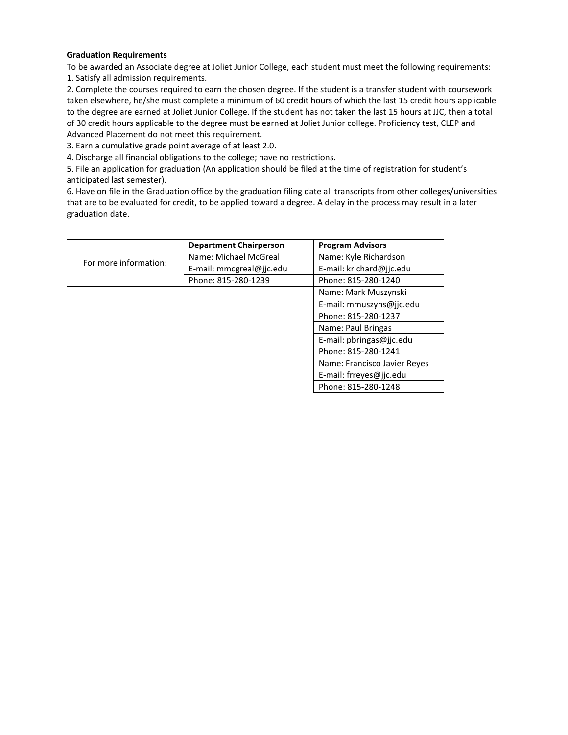**Graduation Requirements**

To be awarded an Associate degree at Joliet Junior College, each student must meet the following requirements:

1. Satisfy all admission requirements.
2. Complete the courses required to earn the chosen degree. If the student is a transfer student with coursework taken elsewhere, he/she must complete a minimum of 60 credit hours of which the last 15 credit hours applicable to the degree are earned at Joliet Junior College. If the student has not taken the last 15 hours at JJC, then a total of 30 credit hours applicable to the degree must be earned at Joliet Junior college. Proficiency test, CLEP and Advanced Placement do not meet this requirement.
3. Earn a cumulative grade point average of at least 2.0.
4. Discharge all financial obligations to the college; have no restrictions.
5. File an application for graduation (An application should be filed at the time of registration for student's anticipated last semester).
6. Have on file in the Graduation office by the graduation filing date all transcripts from other colleges/universities that are to be evaluated for credit, to be applied toward a degree. A delay in the process may result in a later graduation date.

| | Department Chairperson | Program Advisors |
|---|---|---|
| For more information: | Name: Michael McGreal | Name: Kyle Richardson |
| | E-mail: mmcgreal@jjc.edu | E-mail: krichard@jjc.edu |
| | Phone: 815-280-1239 | Phone: 815-280-1240 |
| | | Name: Mark Muszynski |
| | | E-mail: mmuszyns@jjc.edu |
| | | Phone: 815-280-1237 |
| | | Name: Paul Bringas |
| | | E-mail: pbringas@jjc.edu |
| | | Phone: 815-280-1241 |
| | | Name: Francisco Javier Reyes |
| | | E-mail: frreyes@jjc.edu |
| | | Phone: 815-280-1248 |